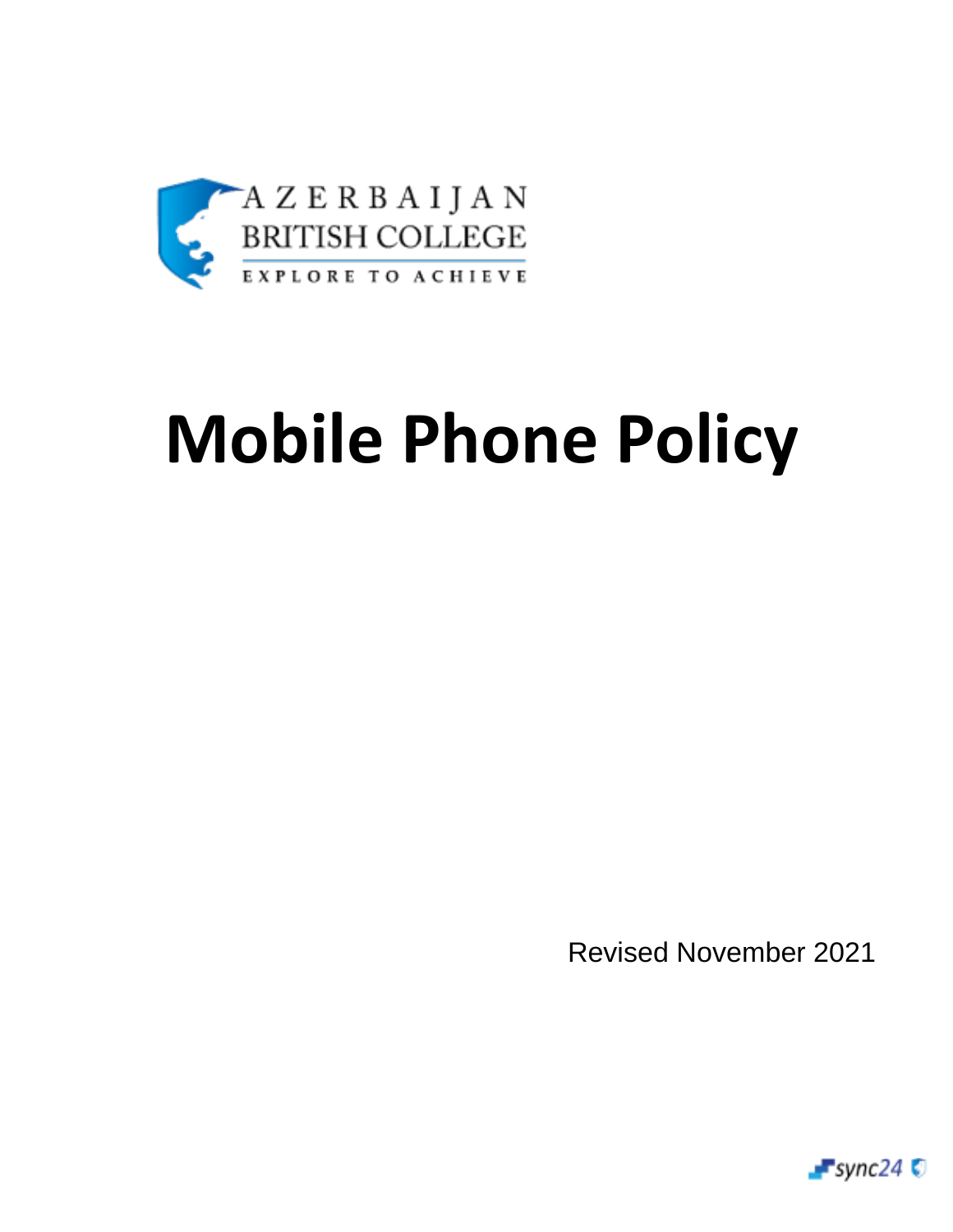AZERBAIJAN BRITISH COLLEGE

EXPLORE TO ACHIEVE

# Mobile Phone Policy

Revised November 2021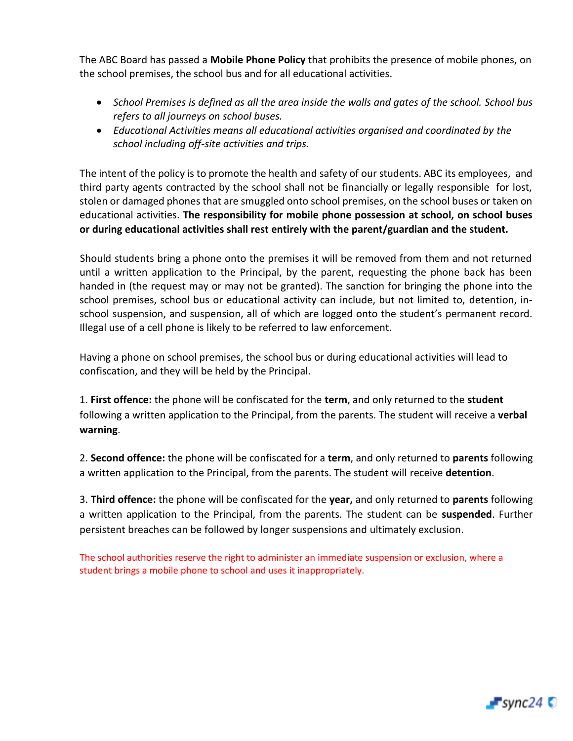The ABC Board has passed a **Mobile Phone Policy** that prohibits the presence of mobile phones, on the school premises, the school bus and for all educational activities.

- *School Premises is defined as all the area inside the walls and gates of the school. School bus refers to all journeys on school buses.*
- *Educational Activities means all educational activities organised and coordinated by the school including off-site activities and trips.*

The intent of the policy is to promote the health and safety of our students. ABC its employees, and third party agents contracted by the school shall not be financially or legally responsible for lost, stolen or damaged phones that are smuggled onto school premises, on the school buses or taken on educational activities. **The responsibility for mobile phone possession at school, on school buses or during educational activities shall rest entirely with the parent/guardian and the student.**

Should students bring a phone onto the premises it will be removed from them and not returned until a written application to the Principal, by the parent, requesting the phone back has been handed in (the request may or may not be granted). The sanction for bringing the phone into the school premises, school bus or educational activity can include, but not limited to, detention, in-school suspension, and suspension, all of which are logged onto the student's permanent record. Illegal use of a cell phone is likely to be referred to law enforcement.

Having a phone on school premises, the school bus or during educational activities will lead to confiscation, and they will be held by the Principal.

1. **First offence:** the phone will be confiscated for the **term**, and only returned to the **student** following a written application to the Principal, from the parents. The student will receive a **verbal warning**.

2. **Second offence:** the phone will be confiscated for a **term**, and only returned to **parents** following a written application to the Principal, from the parents. The student will receive **detention**.

3. **Third offence:** the phone will be confiscated for the **year,** and only returned to **parents** following a written application to the Principal, from the parents. The student can be **suspended**. Further persistent breaches can be followed by longer suspensions and ultimately exclusion.

The school authorities reserve the right to administer an immediate suspension or exclusion, where a student brings a mobile phone to school and uses it inappropriately.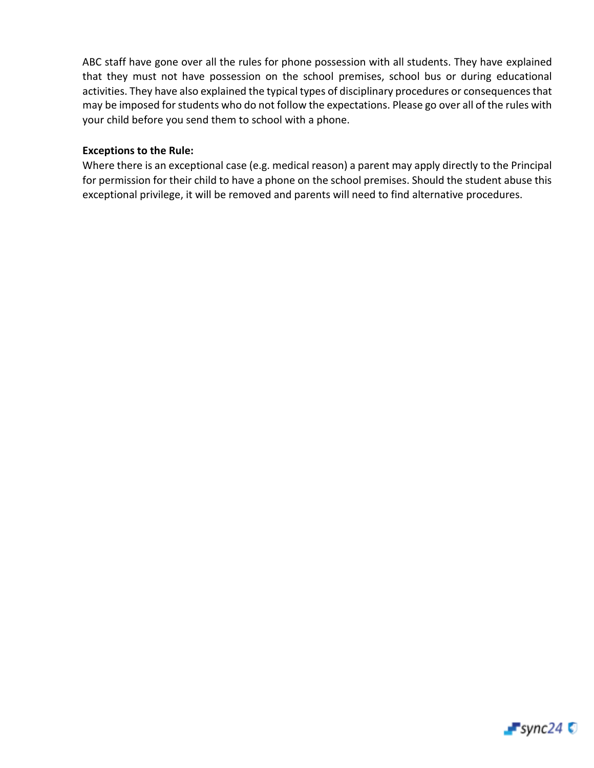ABC staff have gone over all the rules for phone possession with all students. They have explained that they must not have possession on the school premises, school bus or during educational activities. They have also explained the typical types of disciplinary procedures or consequences that may be imposed for students who do not follow the expectations. Please go over all of the rules with your child before you send them to school with a phone.

**Exceptions to the Rule:**

Where there is an exceptional case (e.g. medical reason) a parent may apply directly to the Principal for permission for their child to have a phone on the school premises. Should the student abuse this exceptional privilege, it will be removed and parents will need to find alternative procedures.